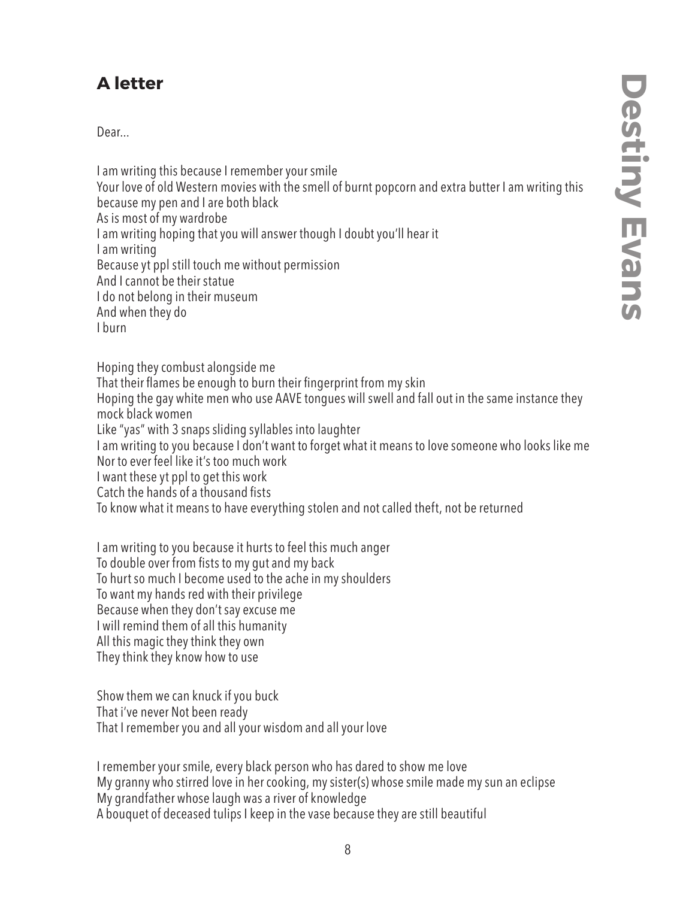## A letter

**Destiny Evans**

Dear…

I am writing this because I remember your smile
Your love of old Western movies with the smell of burnt popcorn and extra butter I am writing this because my pen and I are both black
As is most of my wardrobe
I am writing hoping that you will answer though I doubt you'll hear it
I am writing
Because yt ppl still touch me without permission
And I cannot be their statue
I do not belong in their museum
And when they do
I burn

Hoping they combust alongside me
That their flames be enough to burn their fingerprint from my skin
Hoping the gay white men who use AAVE tongues will swell and fall out in the same instance they mock black women
Like "yas" with 3 snaps sliding syllables into laughter
I am writing to you because I don't want to forget what it means to love someone who looks like me
Nor to ever feel like it's too much work
I want these yt ppl to get this work
Catch the hands of a thousand fists
To know what it means to have everything stolen and not called theft, not be returned

I am writing to you because it hurts to feel this much anger
To double over from fists to my gut and my back
To hurt so much I become used to the ache in my shoulders
To want my hands red with their privilege
Because when they don't say excuse me
I will remind them of all this humanity
All this magic they think they own
They think they know how to use

Show them we can knuck if you buck
That i've never Not been ready
That I remember you and all your wisdom and all your love

I remember your smile, every black person who has dared to show me love
My granny who stirred love in her cooking, my sister(s) whose smile made my sun an eclipse
My grandfather whose laugh was a river of knowledge
A bouquet of deceased tulips I keep in the vase because they are still beautiful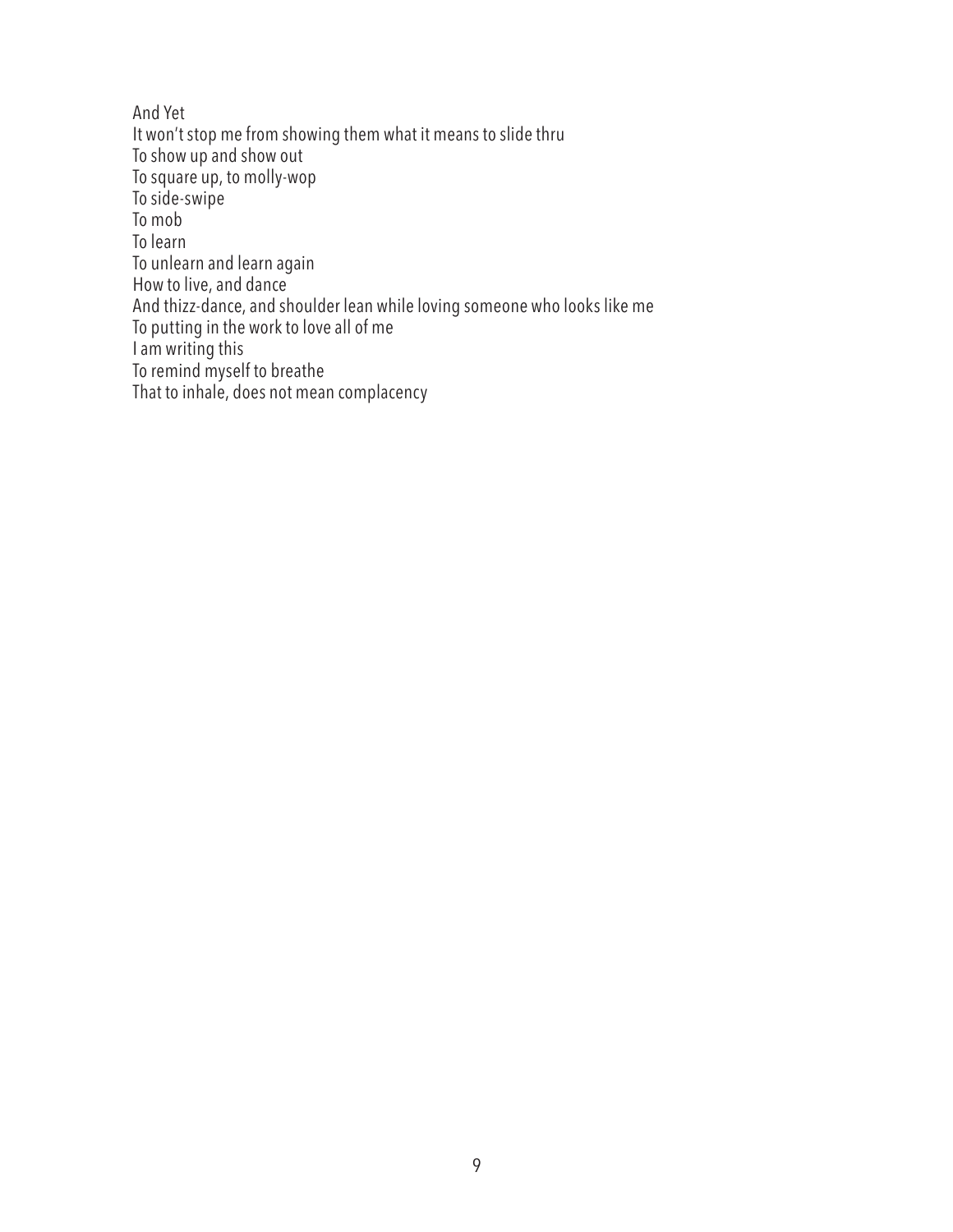And Yet  
It won't stop me from showing them what it means to slide thru  
To show up and show out  
To square up, to molly-wop  
To side-swipe  
To mob  
To learn  
To unlearn and learn again  
How to live, and dance  
And thizz-dance, and shoulder lean while loving someone who looks like me  
To putting in the work to love all of me  
I am writing this  
To remind myself to breathe  
That to inhale, does not mean complacency